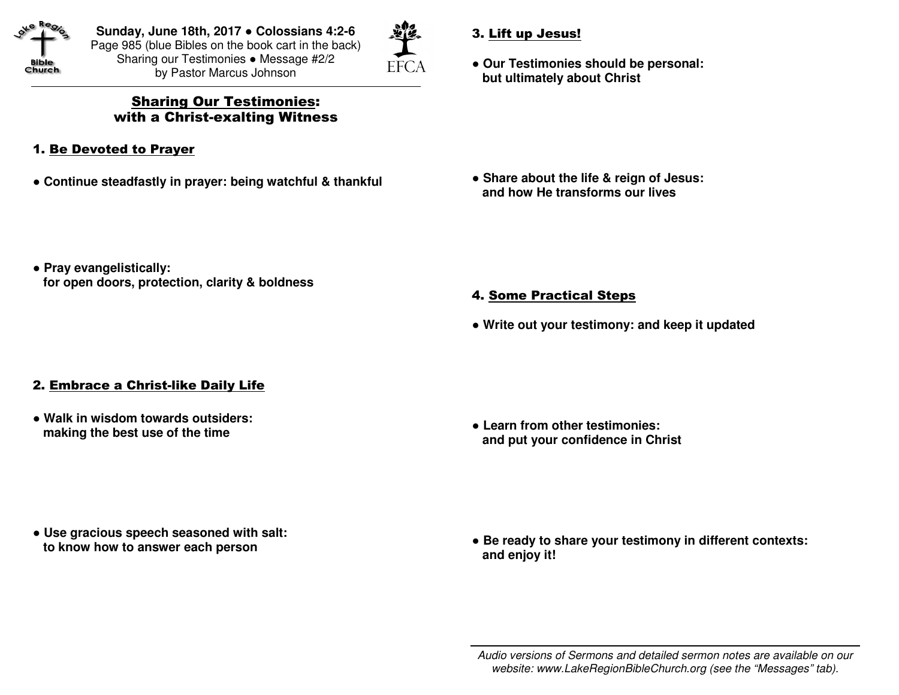Lake Region Bible Church

**Sunday, June 18th, 2017 • Colossians 4:2-6**
Page 985 (blue Bibles on the book cart in the back)
Sharing our Testimonies • Message #2/2
by Pastor Marcus Johnson

EFCA

---

## Sharing Our Testimonies: with a Christ-exalting Witness

### 1. Be Devoted to Prayer

- **Continue steadfastly in prayer: being watchful & thankful**

- **Pray evangelistically: for open doors, protection, clarity & boldness**

### 2. Embrace a Christ-like Daily Life

- **Walk in wisdom towards outsiders: making the best use of the time**

- **Use gracious speech seasoned with salt: to know how to answer each person**

### 3. Lift up Jesus!

- **Our Testimonies should be personal: but ultimately about Christ**

- **Share about the life & reign of Jesus: and how He transforms our lives**

### 4. Some Practical Steps

- **Write out your testimony: and keep it updated**

- **Learn from other testimonies: and put your confidence in Christ**

- **Be ready to share your testimony in different contexts: and enjoy it!**

---

*Audio versions of Sermons and detailed sermon notes are available on our website: www.LakeRegionBibleChurch.org (see the "Messages" tab).*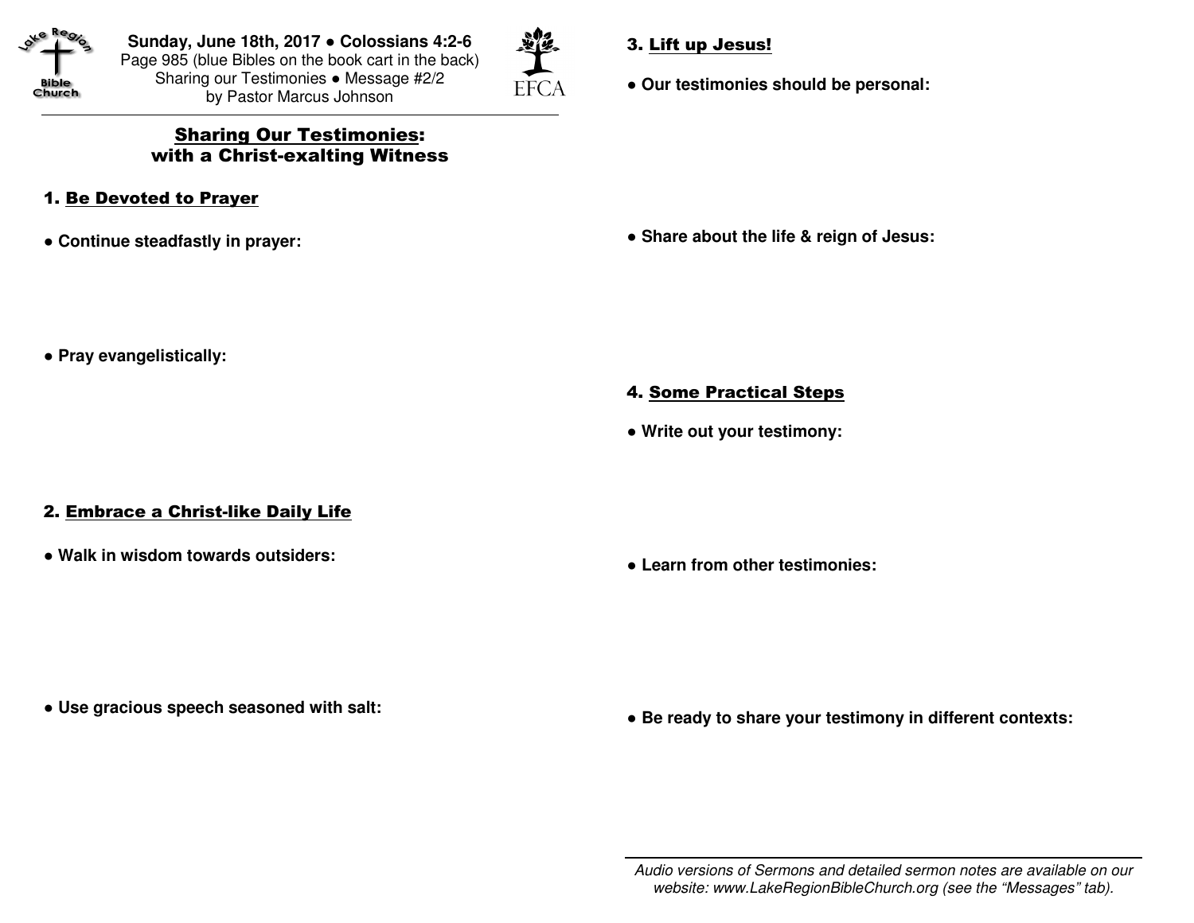**Sunday, June 18th, 2017 • Colossians 4:2-6**
Page 985 (blue Bibles on the book cart in the back)
Sharing our Testimonies • Message #2/2
by Pastor Marcus Johnson

## Sharing Our Testimonies: with a Christ-exalting Witness

### 1. Be Devoted to Prayer

- **Continue steadfastly in prayer:**

- **Pray evangelistically:**

### 2. Embrace a Christ-like Daily Life

- **Walk in wisdom towards outsiders:**

- **Use gracious speech seasoned with salt:**

### 3. Lift up Jesus!

- **Our testimonies should be personal:**

- **Share about the life & reign of Jesus:**

### 4. Some Practical Steps

- **Write out your testimony:**

- **Learn from other testimonies:**

- **Be ready to share your testimony in different contexts:**

*Audio versions of Sermons and detailed sermon notes are available on our website: www.LakeRegionBibleChurch.org (see the "Messages" tab).*